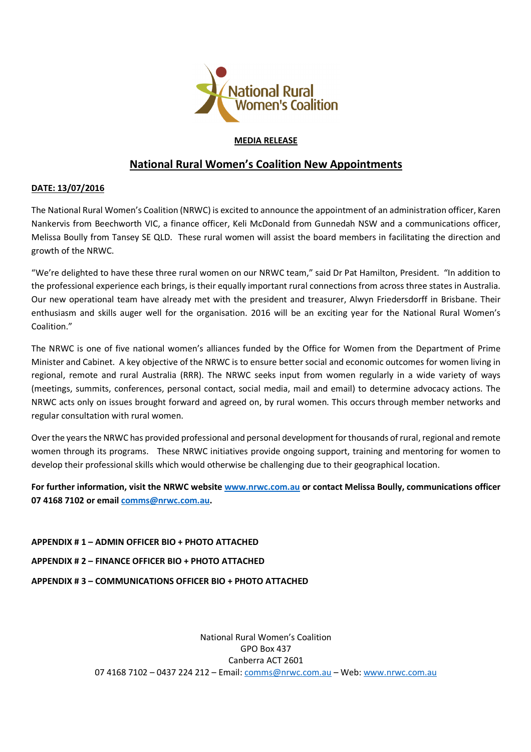National Rural Women's Coalition

**MEDIA RELEASE**

# National Rural Women's Coalition New Appointments

**DATE: 13/07/2016**

The National Rural Women's Coalition (NRWC) is excited to announce the appointment of an administration officer, Karen Nankervis from Beechworth VIC, a finance officer, Keli McDonald from Gunnedah NSW and a communications officer, Melissa Boully from Tansey SE QLD. These rural women will assist the board members in facilitating the direction and growth of the NRWC.

"We're delighted to have these three rural women on our NRWC team," said Dr Pat Hamilton, President. "In addition to the professional experience each brings, is their equally important rural connections from across three states in Australia. Our new operational team have already met with the president and treasurer, Alwyn Friedersdorff in Brisbane. Their enthusiasm and skills auger well for the organisation. 2016 will be an exciting year for the National Rural Women's Coalition."

The NRWC is one of five national women's alliances funded by the Office for Women from the Department of Prime Minister and Cabinet. A key objective of the NRWC is to ensure better social and economic outcomes for women living in regional, remote and rural Australia (RRR). The NRWC seeks input from women regularly in a wide variety of ways (meetings, summits, conferences, personal contact, social media, mail and email) to determine advocacy actions. The NRWC acts only on issues brought forward and agreed on, by rural women. This occurs through member networks and regular consultation with rural women.

Over the years the NRWC has provided professional and personal development for thousands of rural, regional and remote women through its programs. These NRWC initiatives provide ongoing support, training and mentoring for women to develop their professional skills which would otherwise be challenging due to their geographical location.

**For further information, visit the NRWC website www.nrwc.com.au or contact Melissa Boully, communications officer 07 4168 7102 or email comms@nrwc.com.au.**

**APPENDIX # 1 – ADMIN OFFICER BIO + PHOTO ATTACHED**

**APPENDIX # 2 – FINANCE OFFICER BIO + PHOTO ATTACHED**

**APPENDIX # 3 – COMMUNICATIONS OFFICER BIO + PHOTO ATTACHED**

National Rural Women's Coalition
GPO Box 437
Canberra ACT 2601
07 4168 7102 – 0437 224 212 – Email: comms@nrwc.com.au – Web: www.nrwc.com.au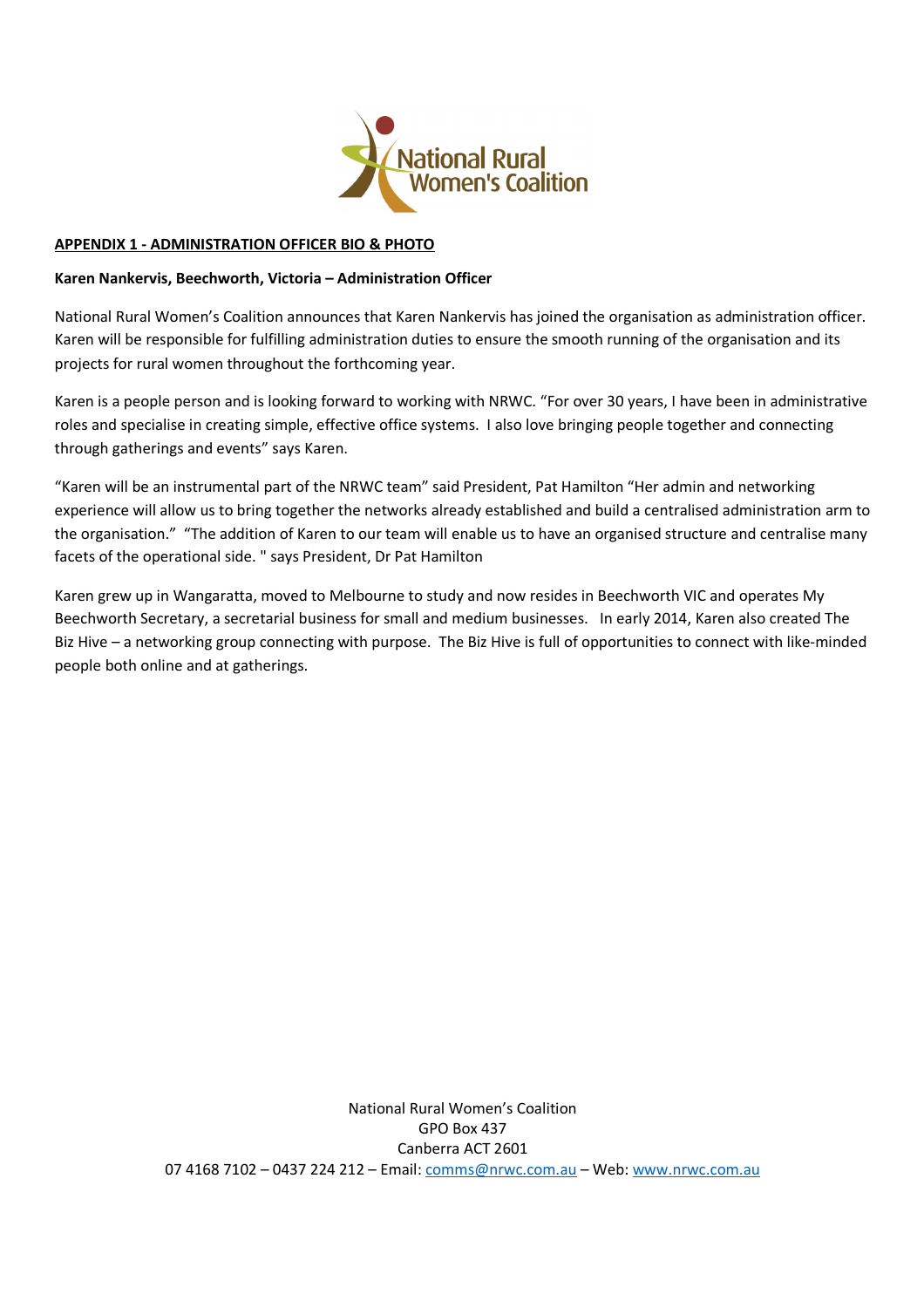**APPENDIX 1 - ADMINISTRATION OFFICER BIO & PHOTO**

**Karen Nankervis, Beechworth, Victoria – Administration Officer**

National Rural Women's Coalition announces that Karen Nankervis has joined the organisation as administration officer. Karen will be responsible for fulfilling administration duties to ensure the smooth running of the organisation and its projects for rural women throughout the forthcoming year.

Karen is a people person and is looking forward to working with NRWC. "For over 30 years, I have been in administrative roles and specialise in creating simple, effective office systems. I also love bringing people together and connecting through gatherings and events" says Karen.

"Karen will be an instrumental part of the NRWC team" said President, Pat Hamilton "Her admin and networking experience will allow us to bring together the networks already established and build a centralised administration arm to the organisation." "The addition of Karen to our team will enable us to have an organised structure and centralise many facets of the operational side. " says President, Dr Pat Hamilton

Karen grew up in Wangaratta, moved to Melbourne to study and now resides in Beechworth VIC and operates My Beechworth Secretary, a secretarial business for small and medium businesses. In early 2014, Karen also created The Biz Hive – a networking group connecting with purpose. The Biz Hive is full of opportunities to connect with like-minded people both online and at gatherings.

National Rural Women's Coalition
GPO Box 437
Canberra ACT 2601
07 4168 7102 – 0437 224 212 – Email: comms@nrwc.com.au – Web: www.nrwc.com.au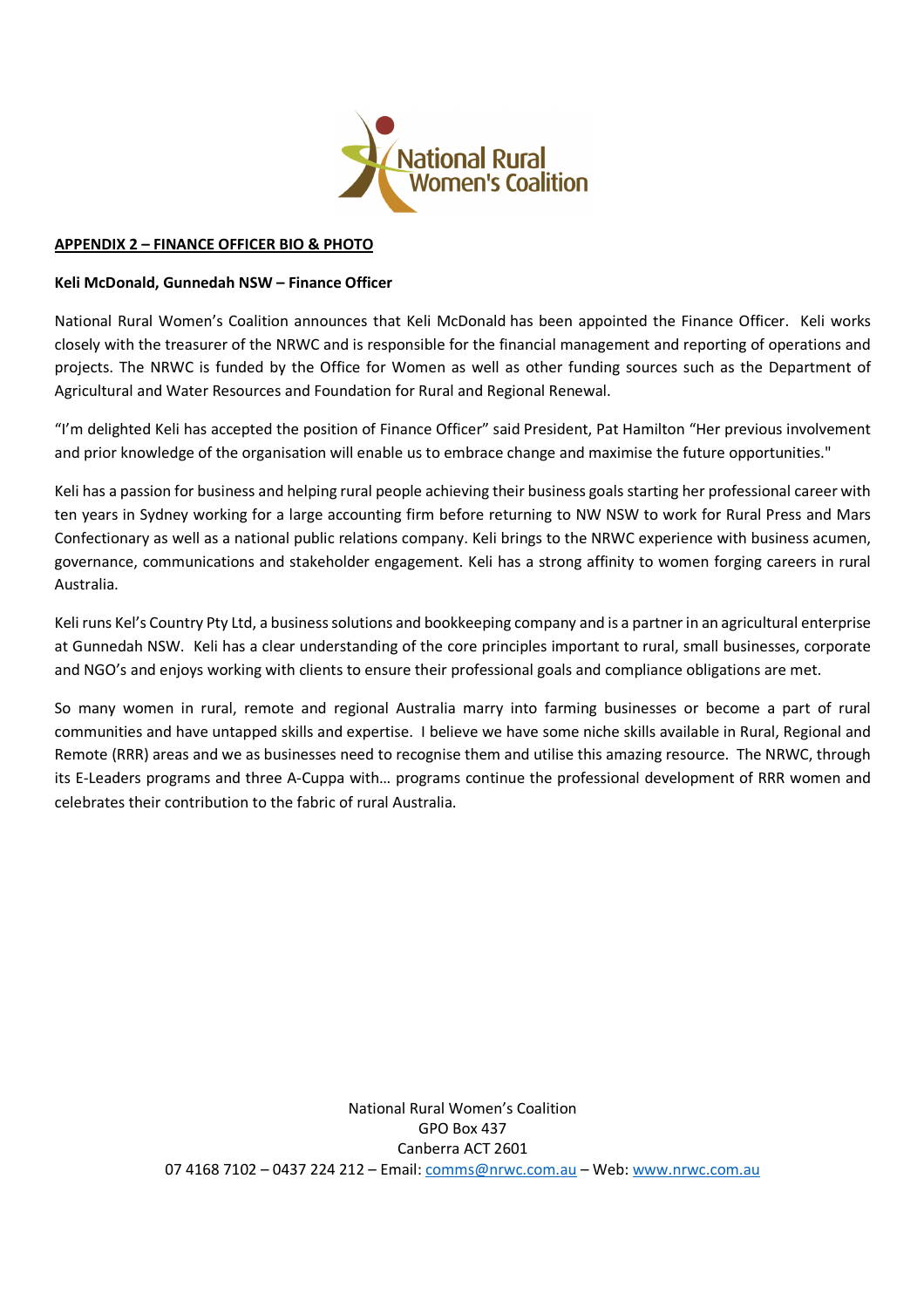**APPENDIX 2 – FINANCE OFFICER BIO & PHOTO**

**Keli McDonald, Gunnedah NSW – Finance Officer**

National Rural Women's Coalition announces that Keli McDonald has been appointed the Finance Officer. Keli works closely with the treasurer of the NRWC and is responsible for the financial management and reporting of operations and projects. The NRWC is funded by the Office for Women as well as other funding sources such as the Department of Agricultural and Water Resources and Foundation for Rural and Regional Renewal.

"I'm delighted Keli has accepted the position of Finance Officer" said President, Pat Hamilton "Her previous involvement and prior knowledge of the organisation will enable us to embrace change and maximise the future opportunities."

Keli has a passion for business and helping rural people achieving their business goals starting her professional career with ten years in Sydney working for a large accounting firm before returning to NW NSW to work for Rural Press and Mars Confectionary as well as a national public relations company. Keli brings to the NRWC experience with business acumen, governance, communications and stakeholder engagement. Keli has a strong affinity to women forging careers in rural Australia.

Keli runs Kel's Country Pty Ltd, a business solutions and bookkeeping company and is a partner in an agricultural enterprise at Gunnedah NSW. Keli has a clear understanding of the core principles important to rural, small businesses, corporate and NGO's and enjoys working with clients to ensure their professional goals and compliance obligations are met.

So many women in rural, remote and regional Australia marry into farming businesses or become a part of rural communities and have untapped skills and expertise. I believe we have some niche skills available in Rural, Regional and Remote (RRR) areas and we as businesses need to recognise them and utilise this amazing resource. The NRWC, through its E-Leaders programs and three A-Cuppa with… programs continue the professional development of RRR women and celebrates their contribution to the fabric of rural Australia.

National Rural Women's Coalition
GPO Box 437
Canberra ACT 2601
07 4168 7102 – 0437 224 212 – Email: comms@nrwc.com.au – Web: www.nrwc.com.au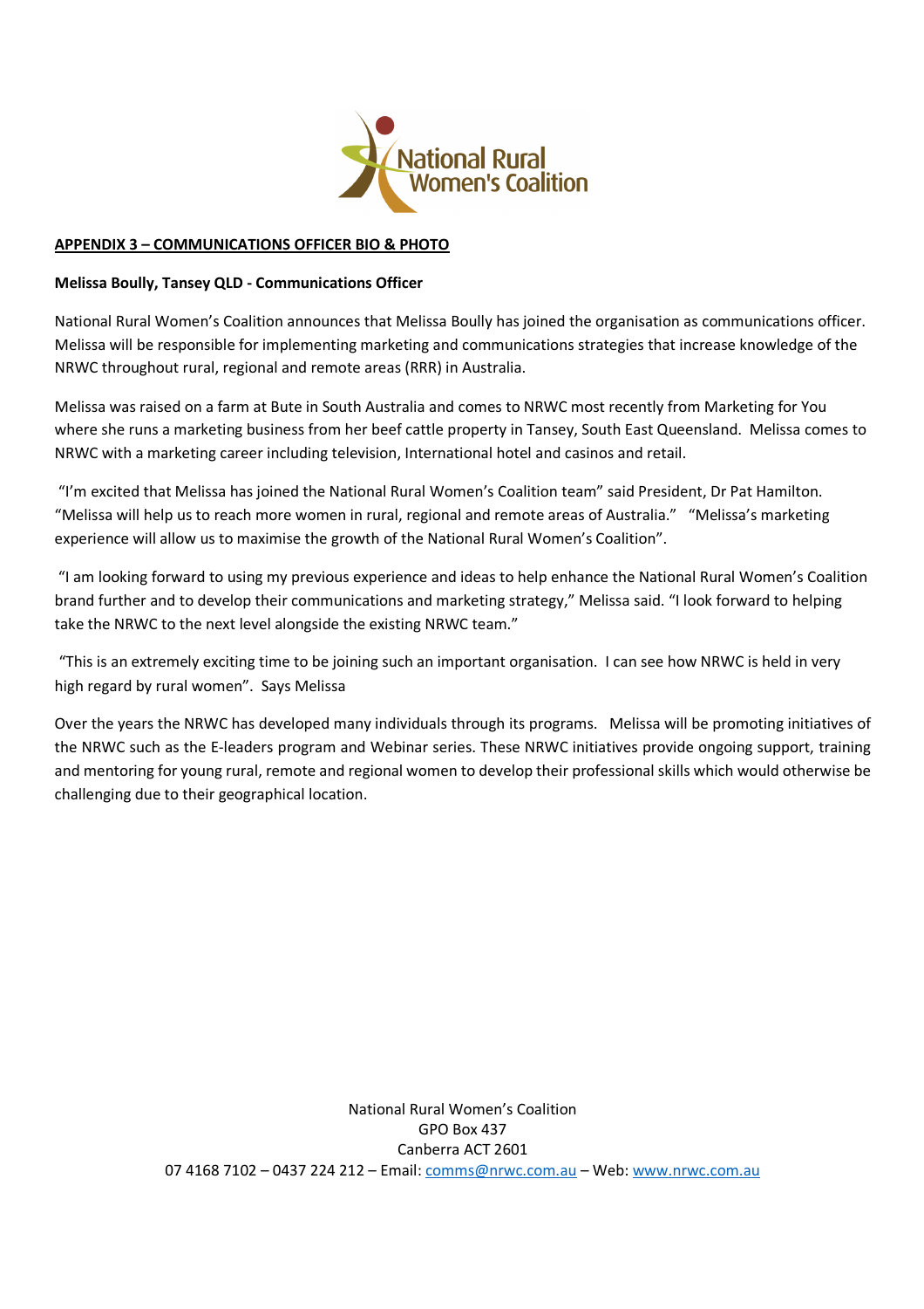## APPENDIX 3 – COMMUNICATIONS OFFICER BIO & PHOTO

**Melissa Boully, Tansey QLD - Communications Officer**

National Rural Women's Coalition announces that Melissa Boully has joined the organisation as communications officer. Melissa will be responsible for implementing marketing and communications strategies that increase knowledge of the NRWC throughout rural, regional and remote areas (RRR) in Australia.

Melissa was raised on a farm at Bute in South Australia and comes to NRWC most recently from Marketing for You where she runs a marketing business from her beef cattle property in Tansey, South East Queensland. Melissa comes to NRWC with a marketing career including television, International hotel and casinos and retail.

"I'm excited that Melissa has joined the National Rural Women's Coalition team" said President, Dr Pat Hamilton. "Melissa will help us to reach more women in rural, regional and remote areas of Australia." "Melissa's marketing experience will allow us to maximise the growth of the National Rural Women's Coalition".

"I am looking forward to using my previous experience and ideas to help enhance the National Rural Women's Coalition brand further and to develop their communications and marketing strategy," Melissa said. "I look forward to helping take the NRWC to the next level alongside the existing NRWC team."

"This is an extremely exciting time to be joining such an important organisation. I can see how NRWC is held in very high regard by rural women". Says Melissa

Over the years the NRWC has developed many individuals through its programs. Melissa will be promoting initiatives of the NRWC such as the E-leaders program and Webinar series. These NRWC initiatives provide ongoing support, training and mentoring for young rural, remote and regional women to develop their professional skills which would otherwise be challenging due to their geographical location.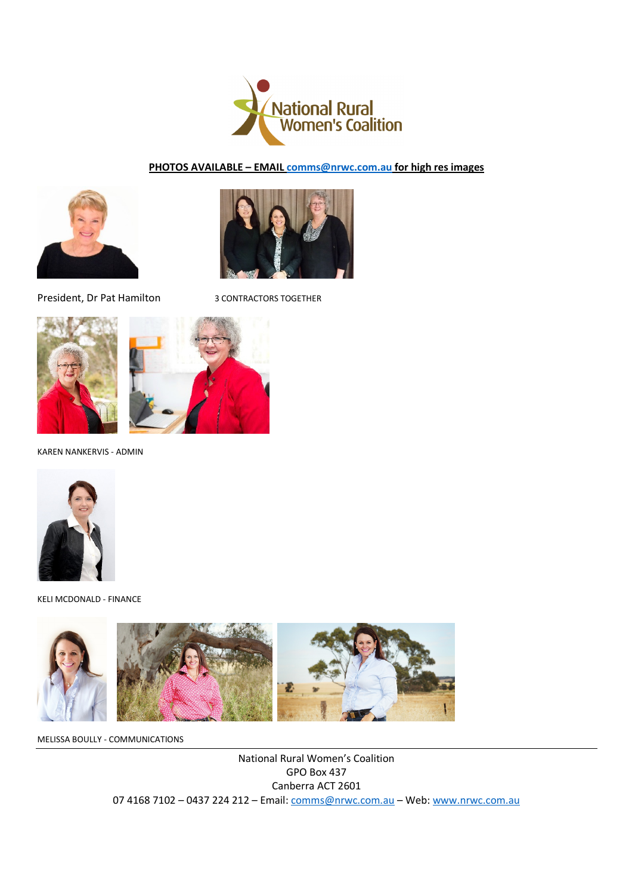National Rural Women's Coalition

**PHOTOS AVAILABLE – EMAIL comms@nrwc.com.au for high res images**

President, Dr Pat Hamilton

3 CONTRACTORS TOGETHER

KAREN NANKERVIS - ADMIN

KELI MCDONALD - FINANCE

MELISSA BOULLY - COMMUNICATIONS

National Rural Women's Coalition
GPO Box 437
Canberra ACT 2601
07 4168 7102 – 0437 224 212 – Email: comms@nrwc.com.au – Web: www.nrwc.com.au